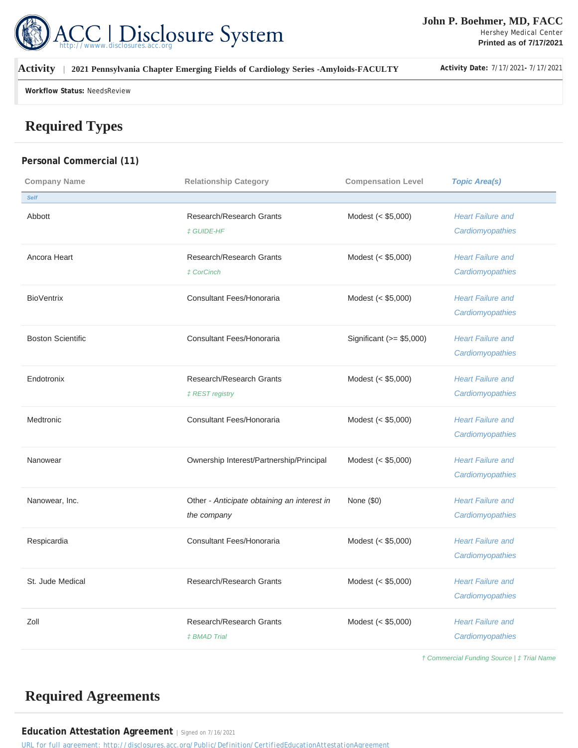# ACC | Disclosure System

http://wwww.disclosures.acc.org

**John P. Boehmer, MD, FACC**
Hershey Medical Center
**Printed as of 7/17/2021**

**Activity** | **2021 Pennsylvania Chapter Emerging Fields of Cardiology Series -Amyloids-FACULTY**

**Activity Date:** 7/17/2021- 7/17/2021

**Workflow Status:** NeedsReview

## Required Types

### Personal Commercial (11)

| Company Name | Relationship Category | Compensation Level | Topic Area(s) |
|---|---|---|---|
| *Self* | | | |
| Abbott | Research/Research Grants ‡ GUIDE-HF | Modest (< $5,000) | Heart Failure and Cardiomyopathies |
| Ancora Heart | Research/Research Grants ‡ CorCinch | Modest (< $5,000) | Heart Failure and Cardiomyopathies |
| BioVentrix | Consultant Fees/Honoraria | Modest (< $5,000) | Heart Failure and Cardiomyopathies |
| Boston Scientific | Consultant Fees/Honoraria | Significant (>= $5,000) | Heart Failure and Cardiomyopathies |
| Endotronix | Research/Research Grants ‡ REST registry | Modest (< $5,000) | Heart Failure and Cardiomyopathies |
| Medtronic | Consultant Fees/Honoraria | Modest (< $5,000) | Heart Failure and Cardiomyopathies |
| Nanowear | Ownership Interest/Partnership/Principal | Modest (< $5,000) | Heart Failure and Cardiomyopathies |
| Nanowear, Inc. | Other - *Anticipate obtaining an interest in the company* | None ($0) | Heart Failure and Cardiomyopathies |
| Respicardia | Consultant Fees/Honoraria | Modest (< $5,000) | Heart Failure and Cardiomyopathies |
| St. Jude Medical | Research/Research Grants | Modest (< $5,000) | Heart Failure and Cardiomyopathies |
| Zoll | Research/Research Grants ‡ BMAD Trial | Modest (< $5,000) | Heart Failure and Cardiomyopathies |

† Commercial Funding Source | ‡ Trial Name

## Required Agreements

**Education Attestation Agreement** | Signed on 7/16/2021

URL for full agreement: http://disclosures.acc.org/Public/Definition/CertifiedEducationAttestationAgreement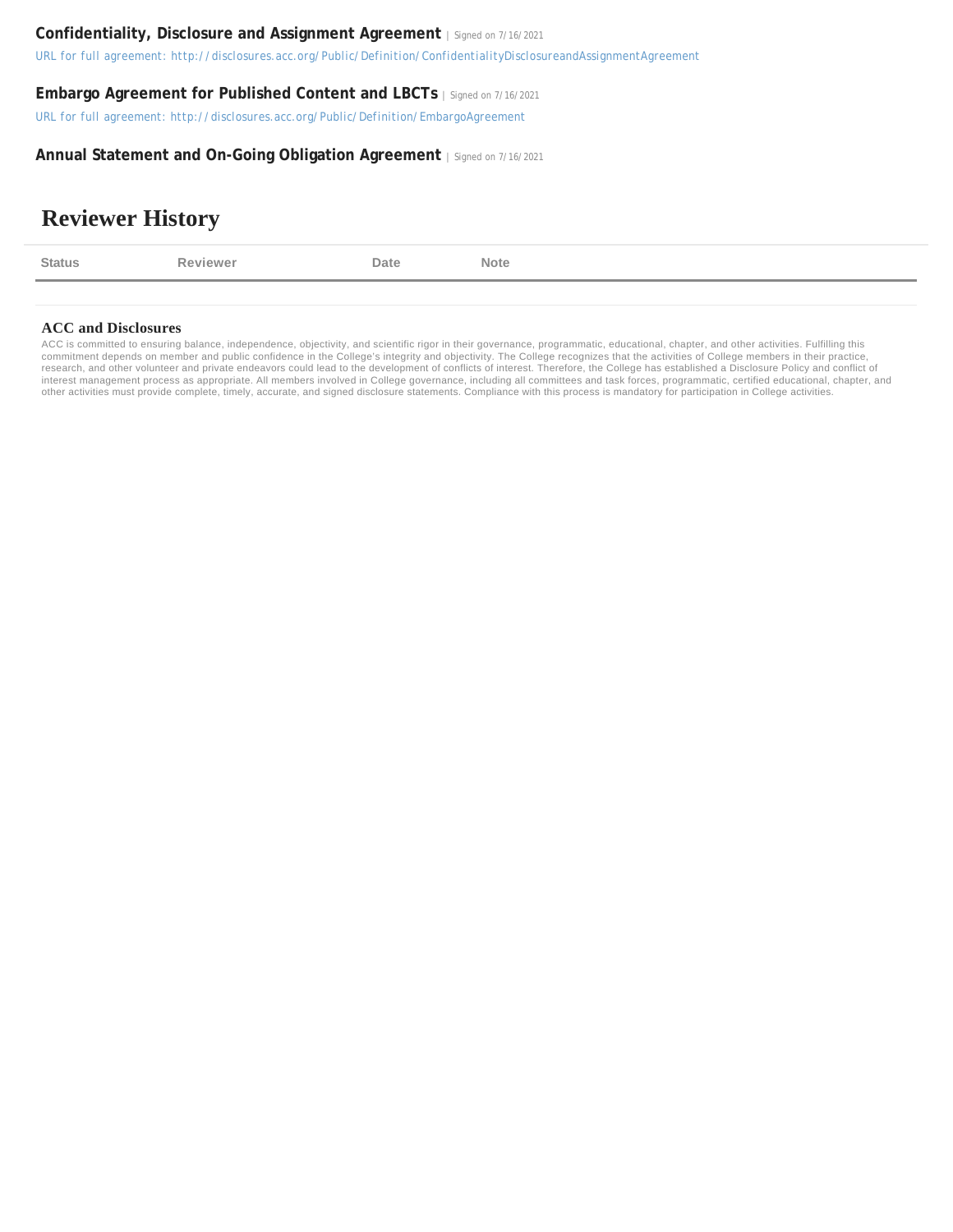**Confidentiality, Disclosure and Assignment Agreement** | Signed on 7/16/2021

URL for full agreement: http://disclosures.acc.org/Public/Definition/ConfidentialityDisclosureandAssignmentAgreement

**Embargo Agreement for Published Content and LBCTs** | Signed on 7/16/2021

URL for full agreement: http://disclosures.acc.org/Public/Definition/EmbargoAgreement

**Annual Statement and On-Going Obligation Agreement** | Signed on 7/16/2021

# Reviewer History

| Status | Reviewer | Date | Note |
| --- | --- | --- | --- |

### ACC and Disclosures

ACC is committed to ensuring balance, independence, objectivity, and scientific rigor in their governance, programmatic, educational, chapter, and other activities. Fulfilling this commitment depends on member and public confidence in the College's integrity and objectivity. The College recognizes that the activities of College members in their practice, research, and other volunteer and private endeavors could lead to the development of conflicts of interest. Therefore, the College has established a Disclosure Policy and conflict of interest management process as appropriate. All members involved in College governance, including all committees and task forces, programmatic, certified educational, chapter, and other activities must provide complete, timely, accurate, and signed disclosure statements. Compliance with this process is mandatory for participation in College activities.